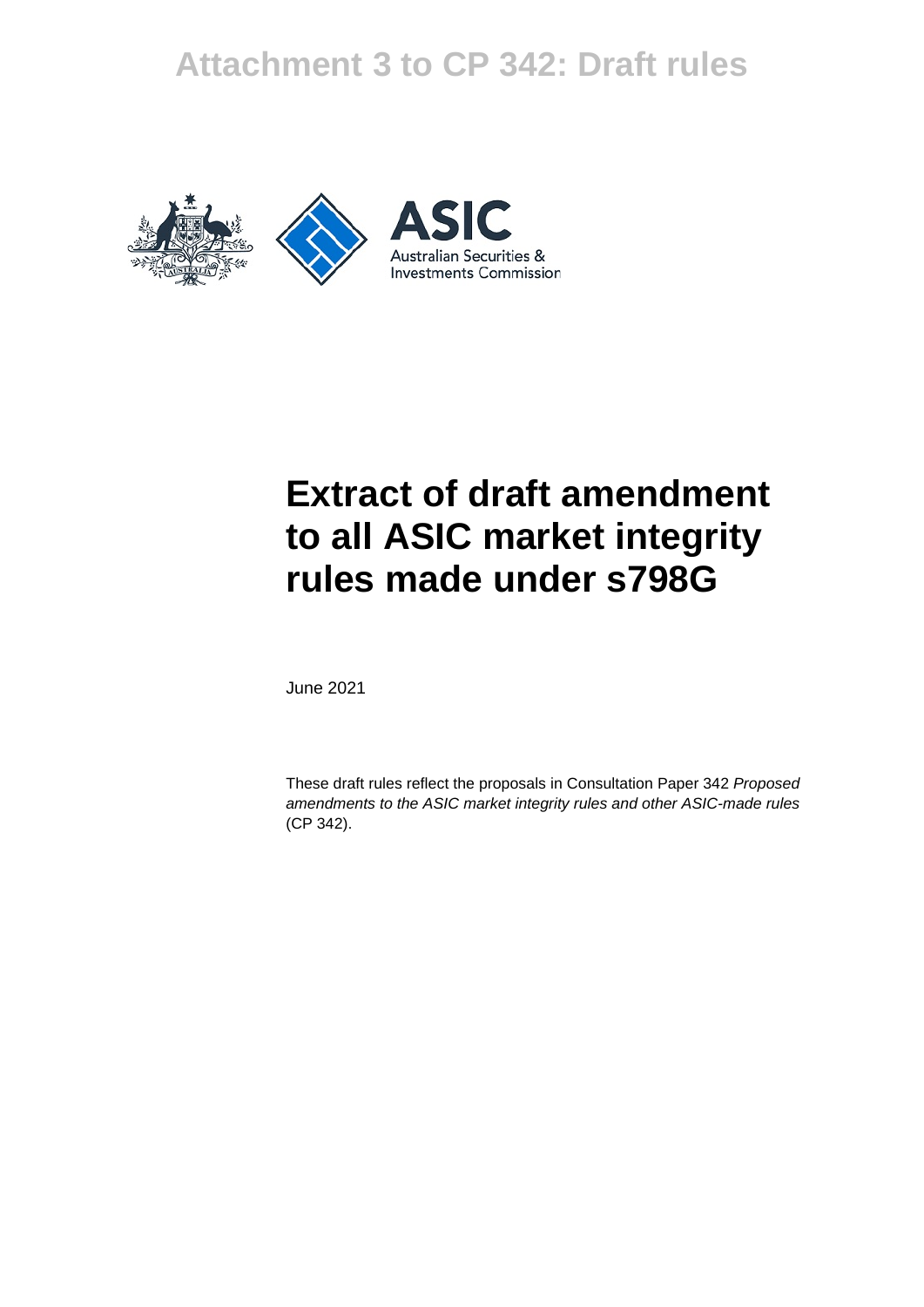# Attachment 3 to CP 342: Draft rules

ASIC

Australian Securities & Investments Commission

# Extract of draft amendment to all ASIC market integrity rules made under s798G

June 2021

These draft rules reflect the proposals in Consultation Paper 342 *Proposed amendments to the ASIC market integrity rules and other ASIC-made rules* (CP 342).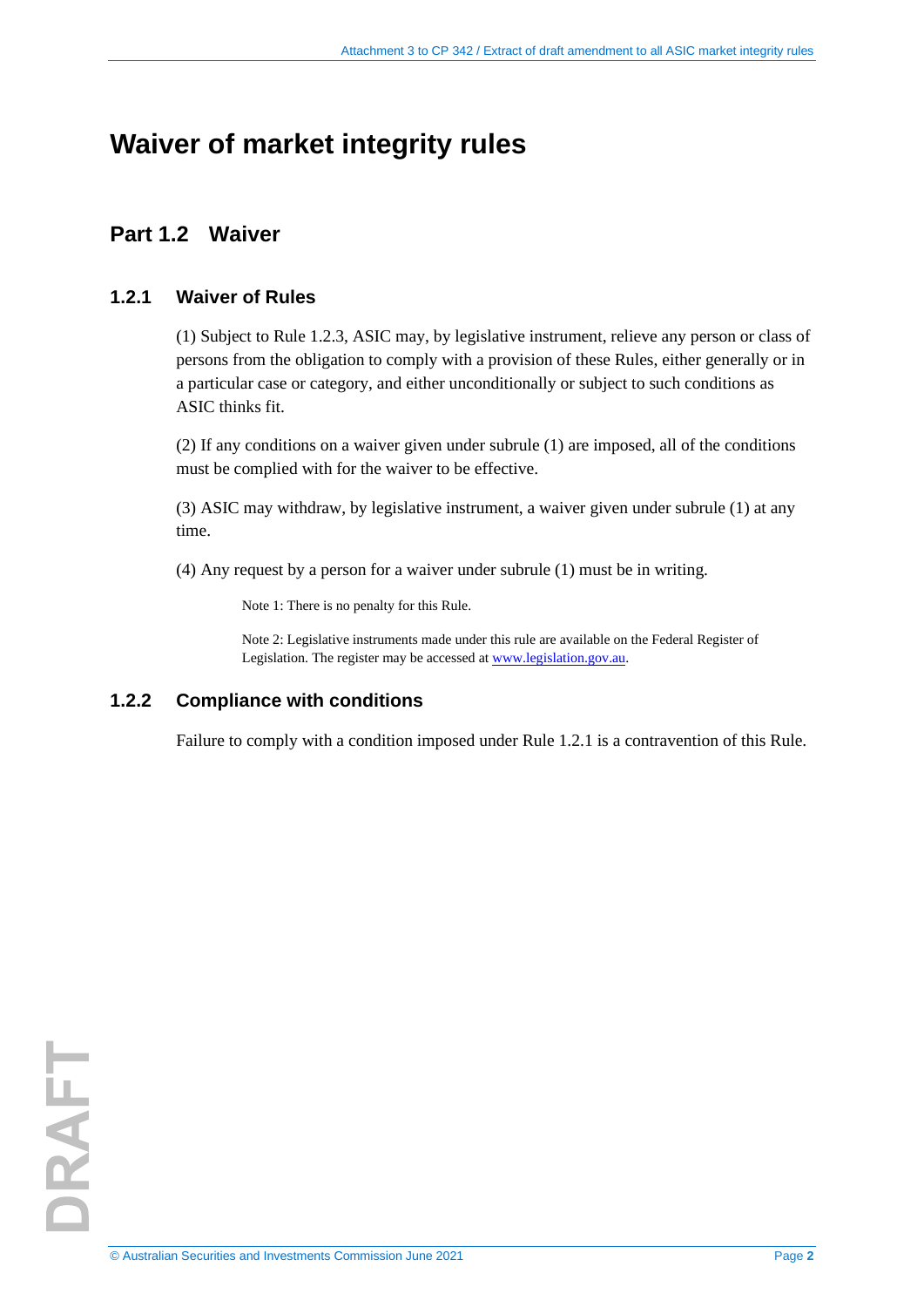# Waiver of market integrity rules

## Part 1.2 Waiver

### 1.2.1 Waiver of Rules

(1) Subject to Rule 1.2.3, ASIC may, by legislative instrument, relieve any person or class of persons from the obligation to comply with a provision of these Rules, either generally or in a particular case or category, and either unconditionally or subject to such conditions as ASIC thinks fit.

(2) If any conditions on a waiver given under subrule (1) are imposed, all of the conditions must be complied with for the waiver to be effective.

(3) ASIC may withdraw, by legislative instrument, a waiver given under subrule (1) at any time.

(4) Any request by a person for a waiver under subrule (1) must be in writing.

Note 1: There is no penalty for this Rule.

Note 2: Legislative instruments made under this rule are available on the Federal Register of Legislation. The register may be accessed at www.legislation.gov.au.

### 1.2.2 Compliance with conditions

Failure to comply with a condition imposed under Rule 1.2.1 is a contravention of this Rule.